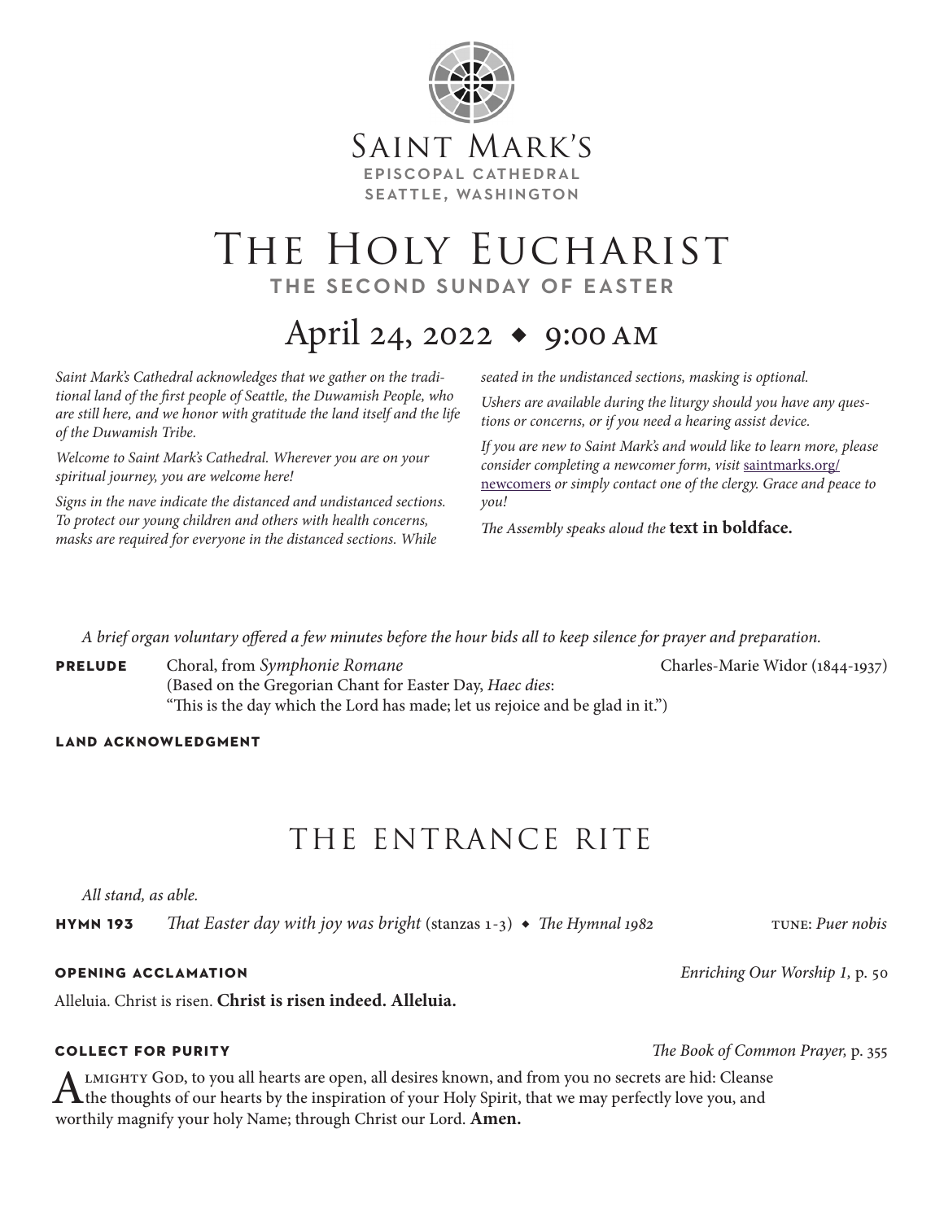Saint Mark's
**EPISCOPAL CATHEDRAL**
**SEATTLE, WASHINGTON**

# The Holy Eucharist

**THE SECOND SUNDAY OF EASTER**

## April 24, 2022 ◆ 9:00 AM

*Saint Mark's Cathedral acknowledges that we gather on the traditional land of the first people of Seattle, the Duwamish People, who are still here, and we honor with gratitude the land itself and the life of the Duwamish Tribe.*

*Welcome to Saint Mark's Cathedral. Wherever you are on your spiritual journey, you are welcome here!*

*Signs in the nave indicate the distanced and undistanced sections. To protect our young children and others with health concerns, masks are required for everyone in the distanced sections. While seated in the undistanced sections, masking is optional.*

*Ushers are available during the liturgy should you have any questions or concerns, or if you need a hearing assist device.*

*If you are new to Saint Mark's and would like to learn more, please consider completing a newcomer form, visit* saintmarks.org/newcomers *or simply contact one of the clergy. Grace and peace to you!*

*The Assembly speaks aloud the* **text in boldface.**

*A brief organ voluntary offered a few minutes before the hour bids all to keep silence for prayer and preparation.*

**PRELUDE** Choral, from *Symphonie Romane* — Charles-Marie Widor (1844-1937)
(Based on the Gregorian Chant for Easter Day, *Haec dies*:
"This is the day which the Lord has made; let us rejoice and be glad in it.")

**LAND ACKNOWLEDGMENT**

## THE ENTRANCE RITE

*All stand, as able.*

**HYMN 193** *That Easter day with joy was bright* (stanzas 1-3) ◆ *The Hymnal 1982* — TUNE: *Puer nobis*

**OPENING ACCLAMATION** — *Enriching Our Worship 1,* p. 50

Alleluia. Christ is risen. **Christ is risen indeed. Alleluia.**

**COLLECT FOR PURITY** — *The Book of Common Prayer,* p. 355

Almighty God, to you all hearts are open, all desires known, and from you no secrets are hid: Cleanse the thoughts of our hearts by the inspiration of your Holy Spirit, that we may perfectly love you, and worthily magnify your holy Name; through Christ our Lord. **Amen.**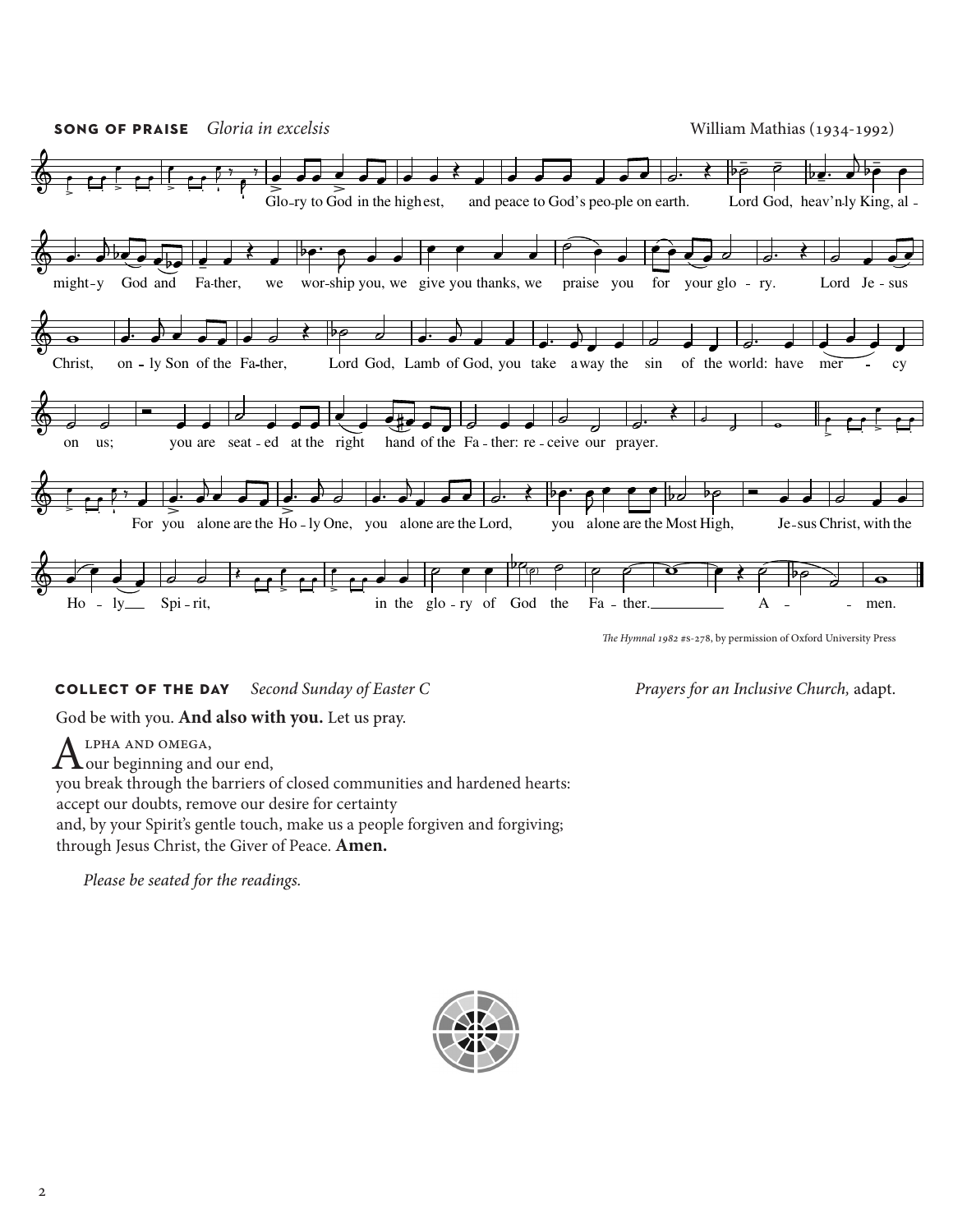**SONG OF PRAISE** *Gloria in excelsis* William Mathias (1934-1992)

Glo-ry to God in the high-est, and peace to God's peo-ple on earth. Lord God, heav'n-ly King, al-might-y God and Fa-ther, we wor-ship you, we give you thanks, we praise you for your glo-ry. Lord Je-sus Christ, on-ly Son of the Fa-ther, Lord God, Lamb of God, you take a-way the sin of the world: have mer-cy on us; you are seat-ed at the right hand of the Fa-ther: re-ceive our prayer. For you alone are the Ho-ly One, you alone are the Lord, you alone are the Most High, Je-sus Christ, with the Ho-ly Spi-rit, in the glo-ry of God the Fa-ther. A-men.

*The Hymnal 1982* #S-278, by permission of Oxford University Press

**COLLECT OF THE DAY** *Second Sunday of Easter C* *Prayers for an Inclusive Church,* adapt.

God be with you. **And also with you.** Let us pray.

ALPHA AND OMEGA,
our beginning and our end,
you break through the barriers of closed communities and hardened hearts:
accept our doubts, remove our desire for certainty
and, by your Spirit's gentle touch, make us a people forgiven and forgiving;
through Jesus Christ, the Giver of Peace. **Amen.**

*Please be seated for the readings.*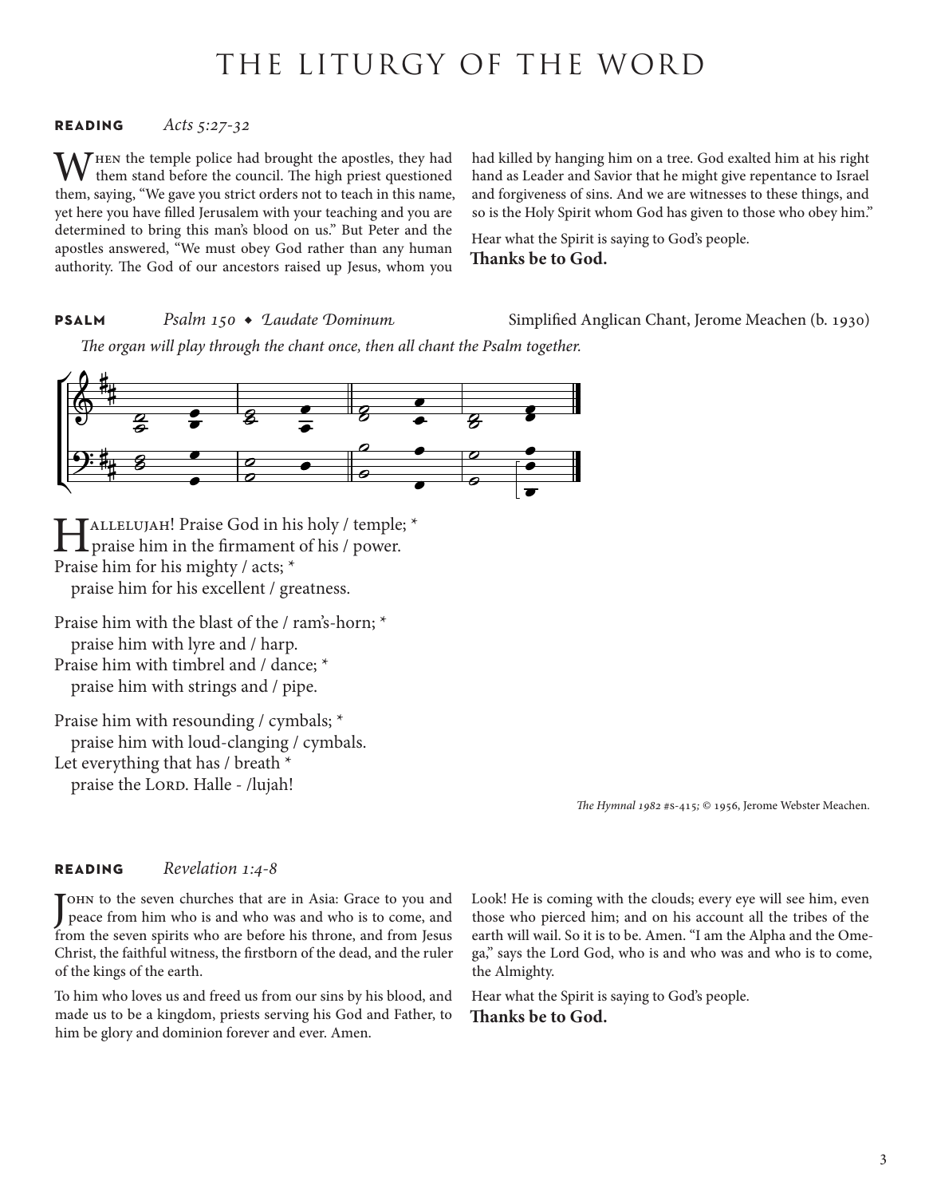# THE LITURGY OF THE WORD

**READING** *Acts 5:27-32*

When the temple police had brought the apostles, they had them stand before the council. The high priest questioned them, saying, "We gave you strict orders not to teach in this name, yet here you have filled Jerusalem with your teaching and you are determined to bring this man's blood on us." But Peter and the apostles answered, "We must obey God rather than any human authority. The God of our ancestors raised up Jesus, whom you had killed by hanging him on a tree. God exalted him at his right hand as Leader and Savior that he might give repentance to Israel and forgiveness of sins. And we are witnesses to these things, and so is the Holy Spirit whom God has given to those who obey him."

Hear what the Spirit is saying to God's people.
**Thanks be to God.**

**PSALM** *Psalm 150 ◆ Laudate Dominum* Simplified Anglican Chant, Jerome Meachen (b. 1930)

*The organ will play through the chant once, then all chant the Psalm together.*

Hallelujah! Praise God in his holy / temple; *
praise him in the firmament of his / power.
Praise him for his mighty / acts; *
praise him for his excellent / greatness.

Praise him with the blast of the / ram's-horn; *
praise him with lyre and / harp.
Praise him with timbrel and / dance; *
praise him with strings and / pipe.

Praise him with resounding / cymbals; *
praise him with loud-clanging / cymbals.
Let everything that has / breath *
praise the Lord. Halle - /lujah!

*The Hymnal 1982* #s-415; © 1956, Jerome Webster Meachen.

**READING** *Revelation 1:4-8*

John to the seven churches that are in Asia: Grace to you and peace from him who is and who was and who is to come, and from the seven spirits who are before his throne, and from Jesus Christ, the faithful witness, the firstborn of the dead, and the ruler of the kings of the earth.

To him who loves us and freed us from our sins by his blood, and made us to be a kingdom, priests serving his God and Father, to him be glory and dominion forever and ever. Amen.

Look! He is coming with the clouds; every eye will see him, even those who pierced him; and on his account all the tribes of the earth will wail. So it is to be. Amen. "I am the Alpha and the Omega," says the Lord God, who is and who was and who is to come, the Almighty.

Hear what the Spirit is saying to God's people.
**Thanks be to God.**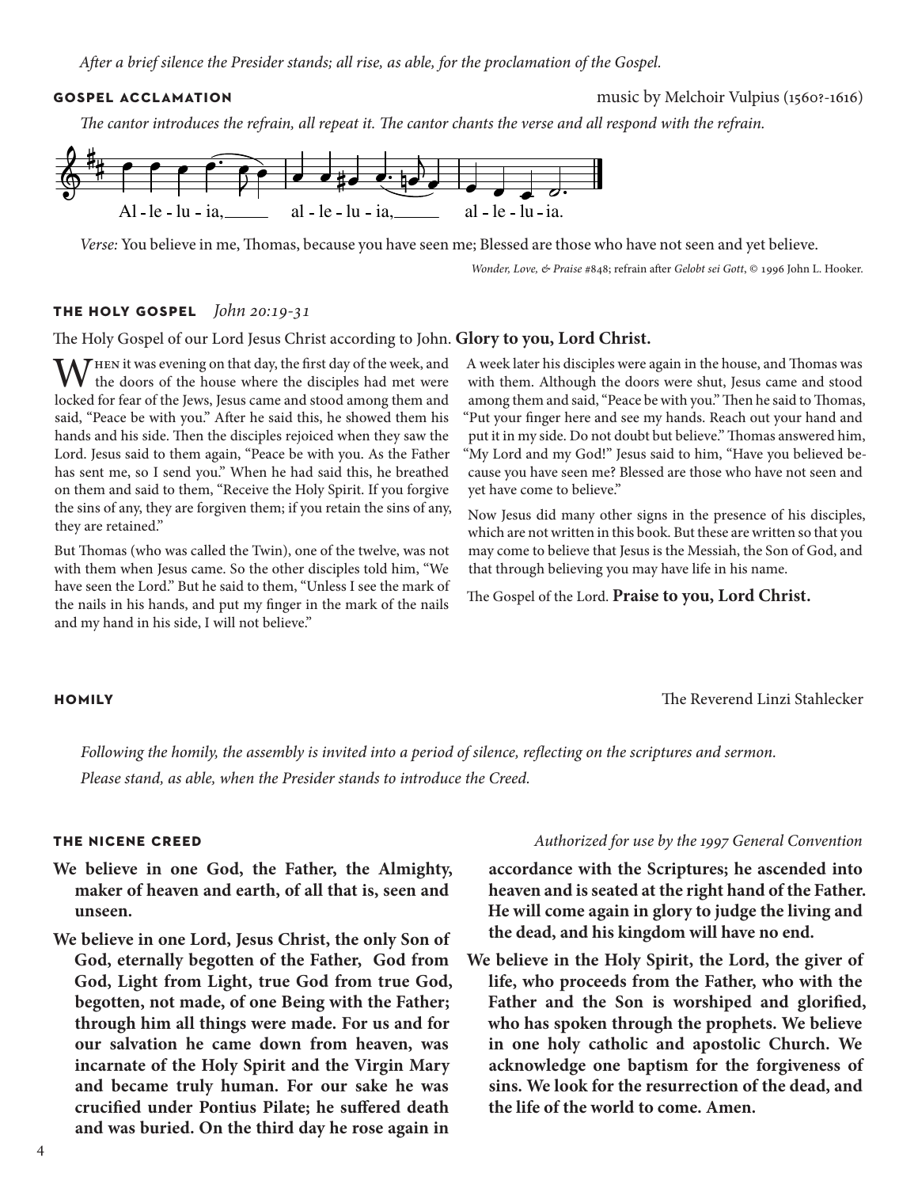*After a brief silence the Presider stands; all rise, as able, for the proclamation of the Gospel.*

## GOSPEL ACCLAMATION

music by Melchoir Vulpius (1560?-1616)

*The cantor introduces the refrain, all repeat it. The cantor chants the verse and all respond with the refrain.*

Al - le - lu - ia, al - le - lu - ia, al - le - lu - ia.

*Verse:* You believe in me, Thomas, because you have seen me; Blessed are those who have not seen and yet believe.

*Wonder, Love, & Praise* #848; refrain after *Gelobt sei Gott*, © 1996 John L. Hooker.

## THE HOLY GOSPEL *John 20:19-31*

The Holy Gospel of our Lord Jesus Christ according to John. **Glory to you, Lord Christ.**

When it was evening on that day, the first day of the week, and the doors of the house where the disciples had met were locked for fear of the Jews, Jesus came and stood among them and said, "Peace be with you." After he said this, he showed them his hands and his side. Then the disciples rejoiced when they saw the Lord. Jesus said to them again, "Peace be with you. As the Father has sent me, so I send you." When he had said this, he breathed on them and said to them, "Receive the Holy Spirit. If you forgive the sins of any, they are forgiven them; if you retain the sins of any, they are retained."

But Thomas (who was called the Twin), one of the twelve, was not with them when Jesus came. So the other disciples told him, "We have seen the Lord." But he said to them, "Unless I see the mark of the nails in his hands, and put my finger in the mark of the nails and my hand in his side, I will not believe."

A week later his disciples were again in the house, and Thomas was with them. Although the doors were shut, Jesus came and stood among them and said, "Peace be with you." Then he said to Thomas, "Put your finger here and see my hands. Reach out your hand and put it in my side. Do not doubt but believe." Thomas answered him, "My Lord and my God!" Jesus said to him, "Have you believed because you have seen me? Blessed are those who have not seen and yet have come to believe."

Now Jesus did many other signs in the presence of his disciples, which are not written in this book. But these are written so that you may come to believe that Jesus is the Messiah, the Son of God, and that through believing you may have life in his name.

The Gospel of the Lord. **Praise to you, Lord Christ.**

## HOMILY

The Reverend Linzi Stahlecker

*Following the homily, the assembly is invited into a period of silence, reflecting on the scriptures and sermon.*
*Please stand, as able, when the Presider stands to introduce the Creed.*

## THE NICENE CREED

*Authorized for use by the 1997 General Convention*

**We believe in one God, the Father, the Almighty, maker of heaven and earth, of all that is, seen and unseen.**

**We believe in one Lord, Jesus Christ, the only Son of God, eternally begotten of the Father, God from God, Light from Light, true God from true God, begotten, not made, of one Being with the Father; through him all things were made. For us and for our salvation he came down from heaven, was incarnate of the Holy Spirit and the Virgin Mary and became truly human. For our sake he was crucified under Pontius Pilate; he suffered death and was buried. On the third day he rose again in accordance with the Scriptures; he ascended into heaven and is seated at the right hand of the Father. He will come again in glory to judge the living and the dead, and his kingdom will have no end.**

**We believe in the Holy Spirit, the Lord, the giver of life, who proceeds from the Father, who with the Father and the Son is worshiped and glorified, who has spoken through the prophets. We believe in one holy catholic and apostolic Church. We acknowledge one baptism for the forgiveness of sins. We look for the resurrection of the dead, and the life of the world to come. Amen.**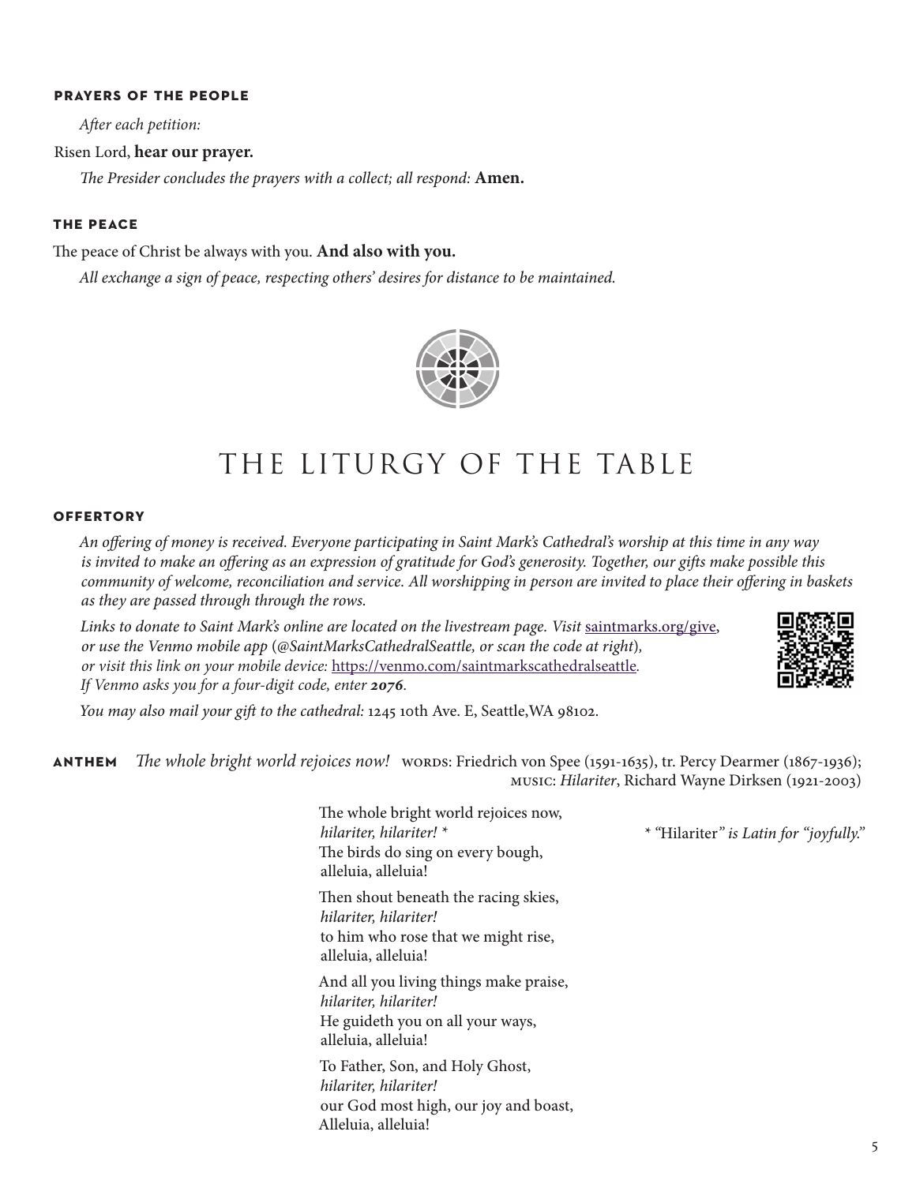### PRAYERS OF THE PEOPLE

*After each petition:*

Risen Lord, **hear our prayer.**

*The Presider concludes the prayers with a collect; all respond:* **Amen.**

### THE PEACE

The peace of Christ be always with you. **And also with you.**

*All exchange a sign of peace, respecting others' desires for distance to be maintained.*

# THE LITURGY OF THE TABLE

### OFFERTORY

*An offering of money is received. Everyone participating in Saint Mark's Cathedral's worship at this time in any way is invited to make an offering as an expression of gratitude for God's generosity. Together, our gifts make possible this community of welcome, reconciliation and service. All worshipping in person are invited to place their offering in baskets as they are passed through through the rows.*

*Links to donate to Saint Mark's online are located on the livestream page. Visit* saintmarks.org/give, *or use the Venmo mobile app (@SaintMarksCathedralSeattle, or scan the code at right), or visit this link on your mobile device:* https://venmo.com/saintmarkscathedralseattle. *If Venmo asks you for a four-digit code, enter* ***2076****.*

*You may also mail your gift to the cathedral:* 1245 10th Ave. E, Seattle,WA 98102.

**ANTHEM** *The whole bright world rejoices now!* WORDS: Friedrich von Spee (1591-1635), tr. Percy Dearmer (1867-1936); MUSIC: *Hilariter*, Richard Wayne Dirksen (1921-2003)

The whole bright world rejoices now,
*hilariter, hilariter!* *
The birds do sing on every bough,
alleluia, alleluia!

Then shout beneath the racing skies,
*hilariter, hilariter!*
to him who rose that we might rise,
alleluia, alleluia!

And all you living things make praise,
*hilariter, hilariter!*
He guideth you on all your ways,
alleluia, alleluia!

To Father, Son, and Holy Ghost,
*hilariter, hilariter!*
our God most high, our joy and boast,
Alleluia, alleluia!

* "Hilariter" *is Latin for "joyfully."*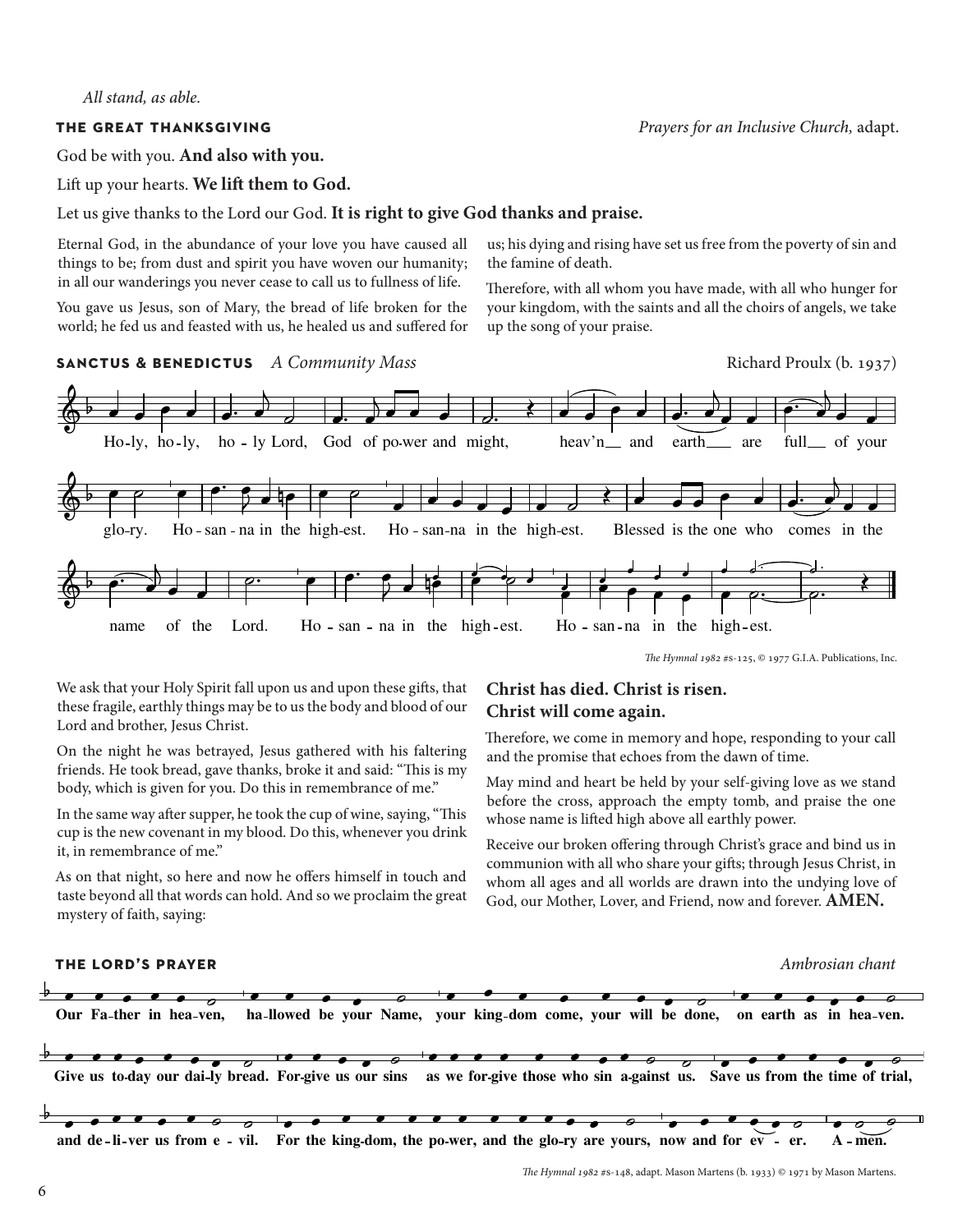*All stand, as able.*

## THE GREAT THANKSGIVING

*Prayers for an Inclusive Church,* adapt.

God be with you. **And also with you.**

Lift up your hearts. **We lift them to God.**

Let us give thanks to the Lord our God. **It is right to give God thanks and praise.**

Eternal God, in the abundance of your love you have caused all things to be; from dust and spirit you have woven our humanity; in all our wanderings you never cease to call us to fullness of life.

You gave us Jesus, son of Mary, the bread of life broken for the world; he fed us and feasted with us, he healed us and suffered for us; his dying and rising have set us free from the poverty of sin and the famine of death.

Therefore, with all whom you have made, with all who hunger for your kingdom, with the saints and all the choirs of angels, we take up the song of your praise.

## SANCTUS & BENEDICTUS *A Community Mass*

Richard Proulx (b. 1937)

Holy, holy, holy Lord, God of power and might, heav'n and earth are full of your glory. Hosanna in the highest. Hosanna in the highest. Blessed is the one who comes in the name of the Lord. Hosanna in the highest. Hosanna in the highest.

*The Hymnal 1982* #s-125, © 1977 G.I.A. Publications, Inc.

We ask that your Holy Spirit fall upon us and upon these gifts, that these fragile, earthly things may be to us the body and blood of our Lord and brother, Jesus Christ.

On the night he was betrayed, Jesus gathered with his faltering friends. He took bread, gave thanks, broke it and said: "This is my body, which is given for you. Do this in remembrance of me."

In the same way after supper, he took the cup of wine, saying, "This cup is the new covenant in my blood. Do this, whenever you drink it, in remembrance of me."

As on that night, so here and now he offers himself in touch and taste beyond all that words can hold. And so we proclaim the great mystery of faith, saying:

**Christ has died. Christ is risen.**
**Christ will come again.**

Therefore, we come in memory and hope, responding to your call and the promise that echoes from the dawn of time.

May mind and heart be held by your self-giving love as we stand before the cross, approach the empty tomb, and praise the one whose name is lifted high above all earthly power.

Receive our broken offering through Christ's grace and bind us in communion with all who share your gifts; through Jesus Christ, in whom all ages and all worlds are drawn into the undying love of God, our Mother, Lover, and Friend, now and forever. **AMEN.**

## THE LORD'S PRAYER

*Ambrosian chant*

**Our Father in heaven, hallowed be your Name, your kingdom come, your will be done, on earth as in heaven. Give us today our daily bread. Forgive us our sins as we forgive those who sin against us. Save us from the time of trial, and deliver us from evil. For the kingdom, the power, and the glory are yours, now and for ever. Amen.**

*The Hymnal 1982* #s-148, adapt. Mason Martens (b. 1933) © 1971 by Mason Martens.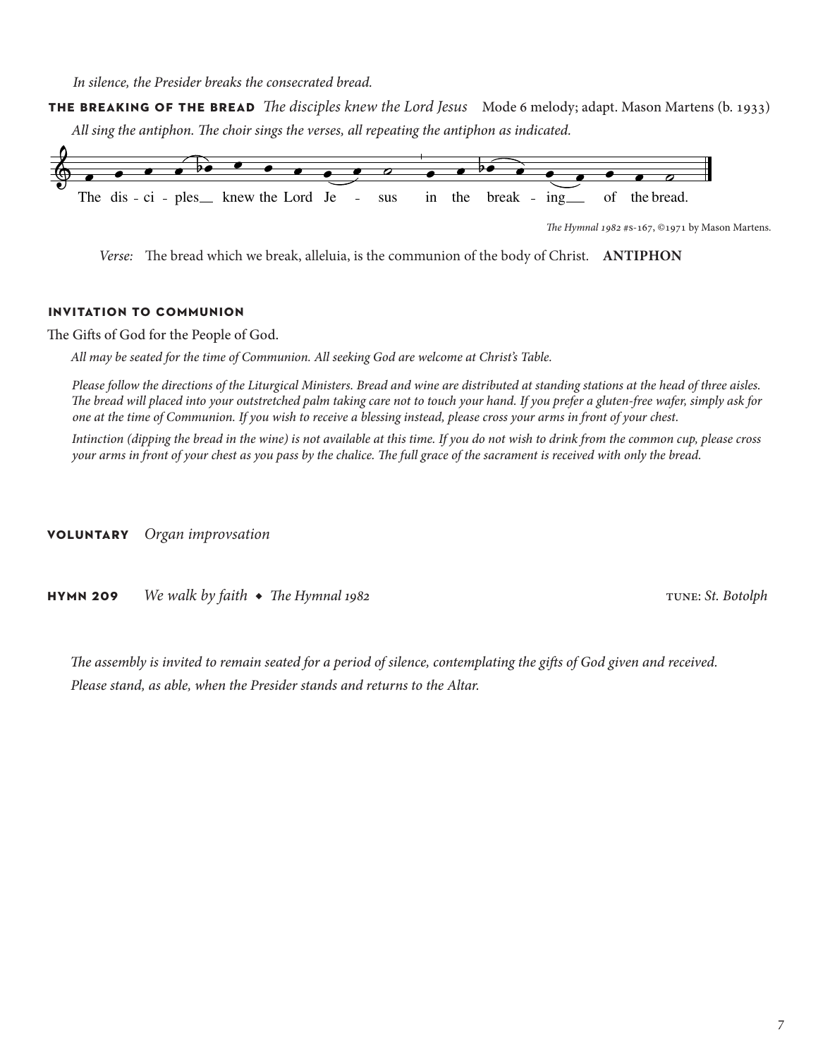*In silence, the Presider breaks the consecrated bread.*

**THE BREAKING OF THE BREAD** *The disciples knew the Lord Jesus* Mode 6 melody; adapt. Mason Martens (b. 1933)

*All sing the antiphon. The choir sings the verses, all repeating the antiphon as indicated.*

The dis - ci - ples__ knew the Lord Je - sus in the break - ing__ of the bread.

*The Hymnal 1982* #s-167, ©1971 by Mason Martens.

*Verse:* The bread which we break, alleluia, is the communion of the body of Christ. **ANTIPHON**

**INVITATION TO COMMUNION**

The Gifts of God for the People of God.

*All may be seated for the time of Communion. All seeking God are welcome at Christ's Table.*

*Please follow the directions of the Liturgical Ministers. Bread and wine are distributed at standing stations at the head of three aisles. The bread will placed into your outstretched palm taking care not to touch your hand. If you prefer a gluten-free wafer, simply ask for one at the time of Communion. If you wish to receive a blessing instead, please cross your arms in front of your chest.*

*Intinction (dipping the bread in the wine) is not available at this time. If you do not wish to drink from the common cup, please cross your arms in front of your chest as you pass by the chalice. The full grace of the sacrament is received with only the bread.*

**VOLUNTARY** *Organ improvsation*

**HYMN 209** *We walk by faith* ◆ *The Hymnal 1982* TUNE: *St. Botolph*

*The assembly is invited to remain seated for a period of silence, contemplating the gifts of God given and received.*

*Please stand, as able, when the Presider stands and returns to the Altar.*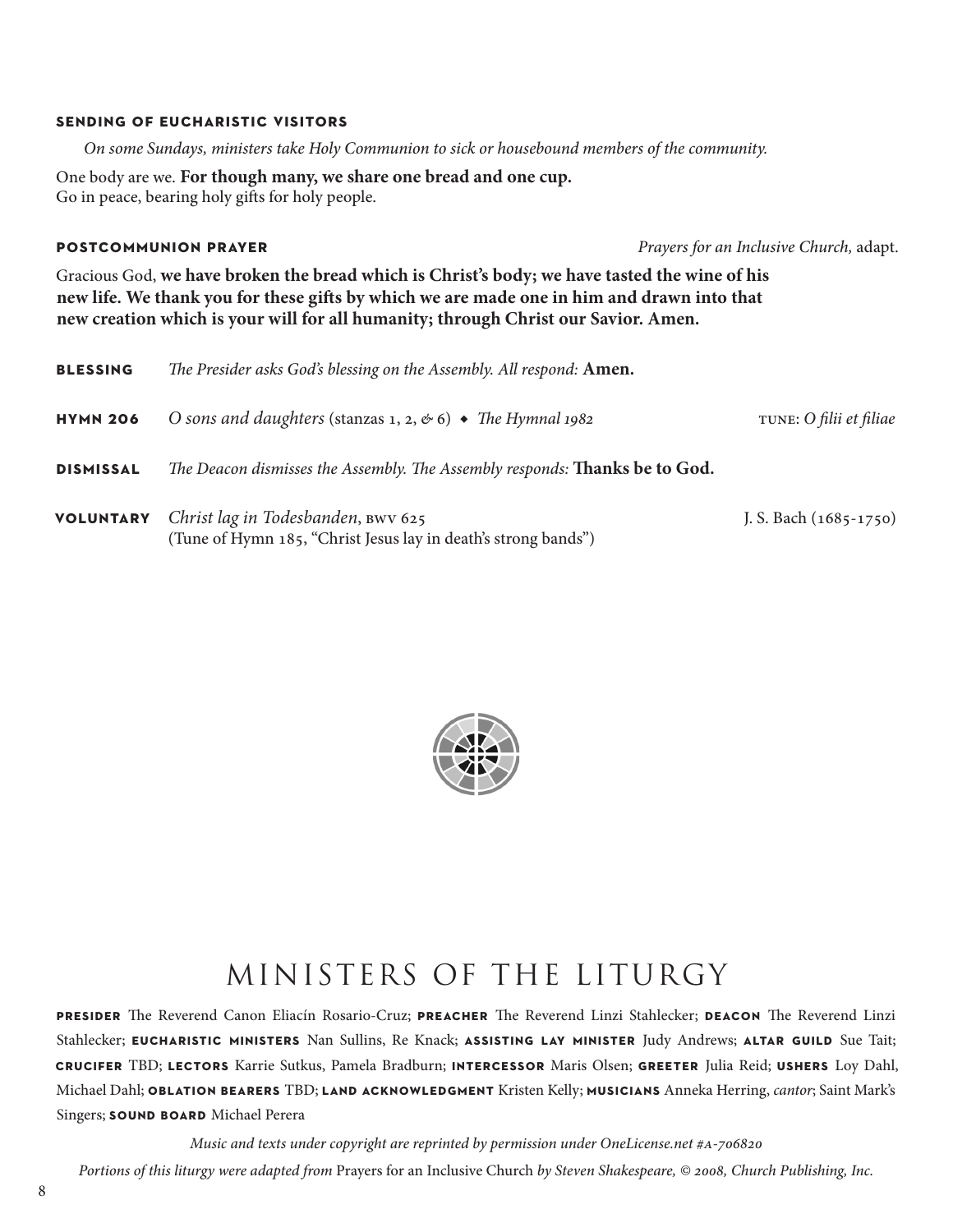**SENDING OF EUCHARISTIC VISITORS**

*On some Sundays, ministers take Holy Communion to sick or housebound members of the community.*

One body are we. **For though many, we share one bread and one cup.**
Go in peace, bearing holy gifts for holy people.

**POSTCOMMUNION PRAYER** *Prayers for an Inclusive Church,* adapt.

Gracious God, **we have broken the bread which is Christ's body; we have tasted the wine of his new life. We thank you for these gifts by which we are made one in him and drawn into that new creation which is your will for all humanity; through Christ our Savior. Amen.**

**BLESSING** *The Presider asks God's blessing on the Assembly. All respond:* **Amen.**

**HYMN 206** *O sons and daughters* (stanzas 1, 2, & 6) ◆ *The Hymnal 1982* TUNE: *O filii et filiae*

**DISMISSAL** *The Deacon dismisses the Assembly. The Assembly responds:* **Thanks be to God.**

**VOLUNTARY** *Christ lag in Todesbanden*, BWV 625 J. S. Bach (1685-1750)
(Tune of Hymn 185, "Christ Jesus lay in death's strong bands")

# MINISTERS OF THE LITURGY

**PRESIDER** The Reverend Canon Eliacín Rosario-Cruz; **PREACHER** The Reverend Linzi Stahlecker; **DEACON** The Reverend Linzi Stahlecker; **EUCHARISTIC MINISTERS** Nan Sullins, Re Knack; **ASSISTING LAY MINISTER** Judy Andrews; **ALTAR GUILD** Sue Tait; **CRUCIFER** TBD; **LECTORS** Karrie Sutkus, Pamela Bradburn; **INTERCESSOR** Maris Olsen; **GREETER** Julia Reid; **USHERS** Loy Dahl, Michael Dahl; **OBLATION BEARERS** TBD; **LAND ACKNOWLEDGMENT** Kristen Kelly; **MUSICIANS** Anneka Herring, *cantor*; Saint Mark's Singers; **SOUND BOARD** Michael Perera

*Music and texts under copyright are reprinted by permission under OneLicense.net #A-706820*

*Portions of this liturgy were adapted from* Prayers for an Inclusive Church *by Steven Shakespeare, © 2008, Church Publishing, Inc.*